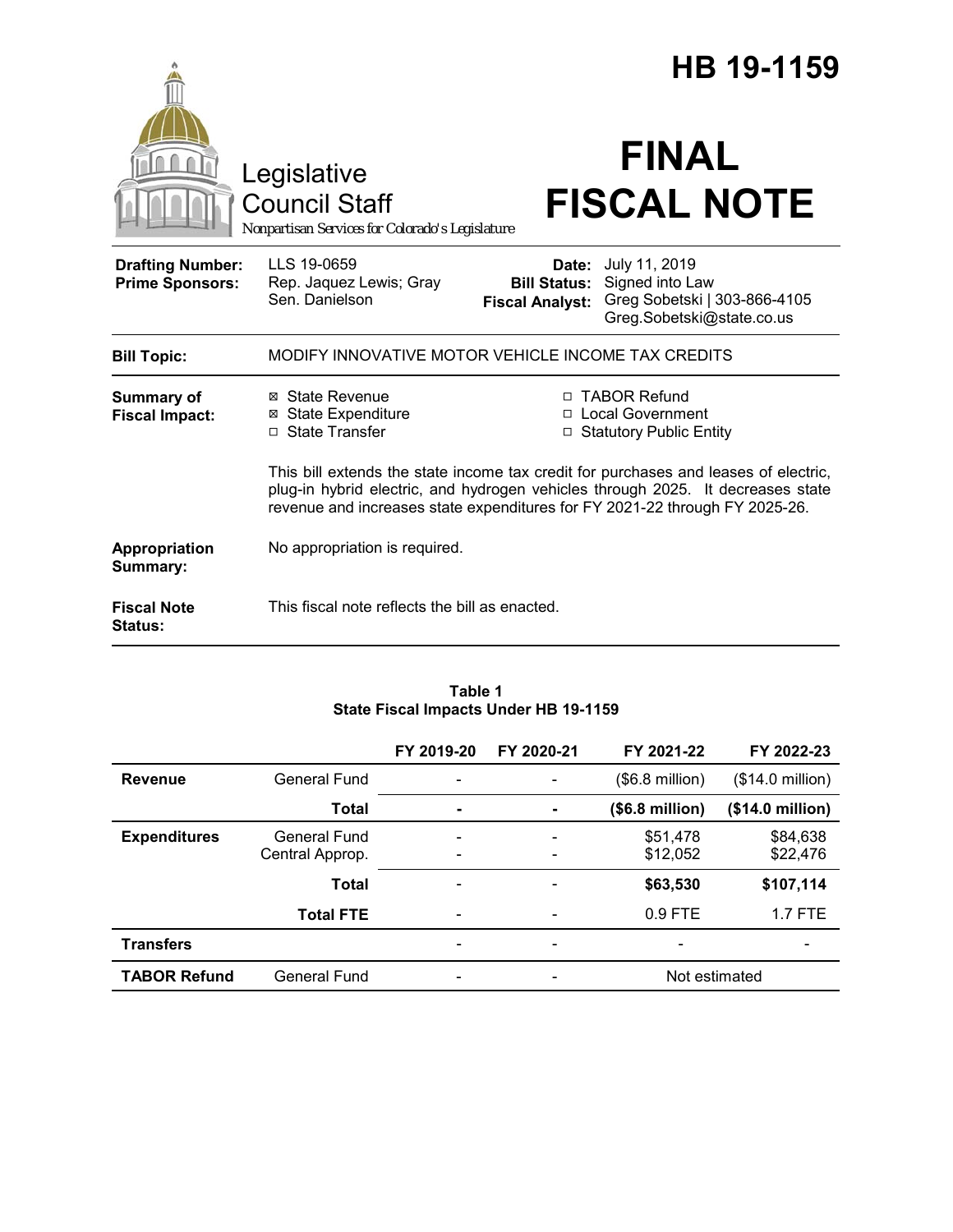# HB 19-1159

Legislative Council Staff

*Nonpartisan Services for Colorado's Legislature*

# FINAL FISCAL NOTE

| | | | |
|---|---|---|---|
| **Drafting Number:** | LLS 19-0659 | **Date:** | July 11, 2019 |
| **Prime Sponsors:** | Rep. Jaquez Lewis; Gray<br>Sen. Danielson | **Bill Status:** | Signed into Law |
| | | **Fiscal Analyst:** | Greg Sobetski \| 303-866-4105<br>Greg.Sobetski@state.co.us |

**Bill Topic:** MODIFY INNOVATIVE MOTOR VEHICLE INCOME TAX CREDITS

**Summary of Fiscal Impact:**

- ☒ State Revenue
- ☒ State Expenditure
- ☐ State Transfer
- ☐ TABOR Refund
- ☐ Local Government
- ☐ Statutory Public Entity

This bill extends the state income tax credit for purchases and leases of electric, plug-in hybrid electric, and hydrogen vehicles through 2025. It decreases state revenue and increases state expenditures for FY 2021-22 through FY 2025-26.

**Appropriation Summary:** No appropriation is required.

**Fiscal Note Status:** This fiscal note reflects the bill as enacted.

**Table 1**
**State Fiscal Impacts Under HB 19-1159**

| | | FY 2019-20 | FY 2020-21 | FY 2021-22 | FY 2022-23 |
|---|---|---|---|---|---|
| **Revenue** | General Fund | - | - | ($6.8 million) | ($14.0 million) |
| | **Total** | **-** | **-** | **($6.8 million)** | **($14.0 million)** |
| **Expenditures** | General Fund | - | - | $51,478 | $84,638 |
| | Central Approp. | - | - | $12,052 | $22,476 |
| | **Total** | - | - | **$63,530** | **$107,114** |
| | **Total FTE** | - | - | 0.9 FTE | 1.7 FTE |
| **Transfers** | | - | - | - | - |
| **TABOR Refund** | General Fund | - | - | Not estimated | |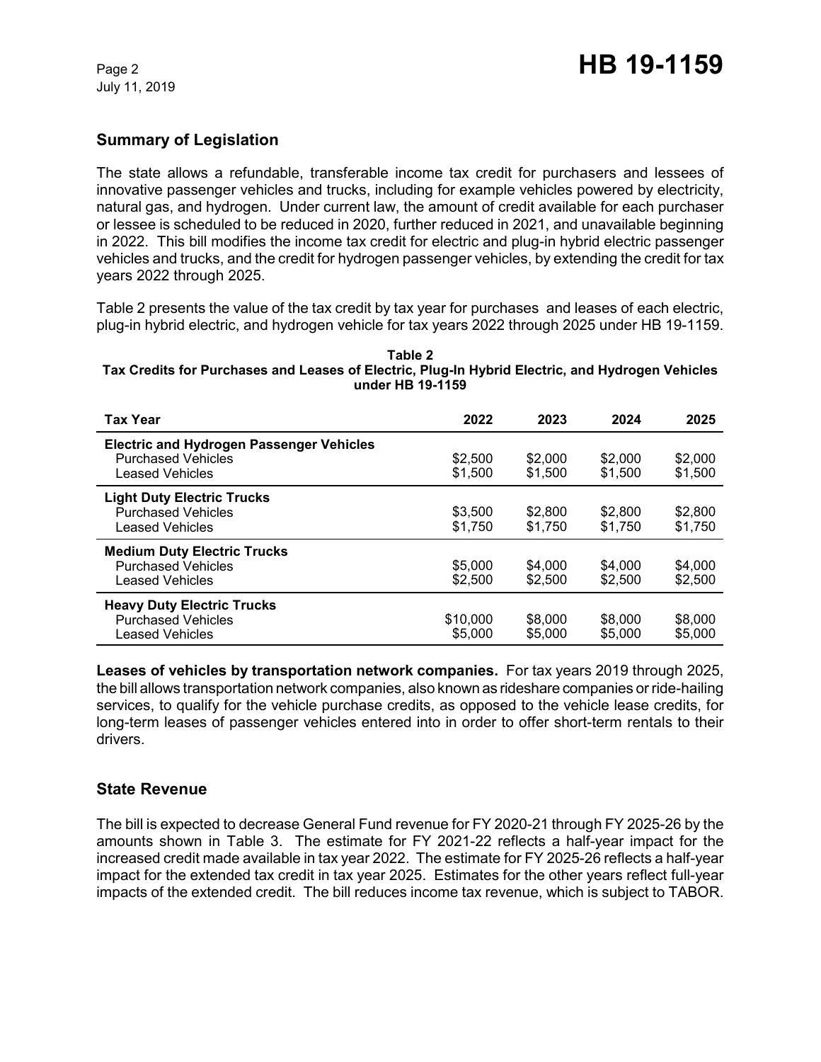## Summary of Legislation

The state allows a refundable, transferable income tax credit for purchasers and lessees of innovative passenger vehicles and trucks, including for example vehicles powered by electricity, natural gas, and hydrogen. Under current law, the amount of credit available for each purchaser or lessee is scheduled to be reduced in 2020, further reduced in 2021, and unavailable beginning in 2022. This bill modifies the income tax credit for electric and plug-in hybrid electric passenger vehicles and trucks, and the credit for hydrogen passenger vehicles, by extending the credit for tax years 2022 through 2025.

Table 2 presents the value of the tax credit by tax year for purchases and leases of each electric, plug-in hybrid electric, and hydrogen vehicle for tax years 2022 through 2025 under HB 19-1159.

**Table 2**
**Tax Credits for Purchases and Leases of Electric, Plug-In Hybrid Electric, and Hydrogen Vehicles under HB 19-1159**

| Tax Year | 2022 | 2023 | 2024 | 2025 |
|---|---|---|---|---|
| **Electric and Hydrogen Passenger Vehicles** | | | | |
| Purchased Vehicles | $2,500 | $2,000 | $2,000 | $2,000 |
| Leased Vehicles | $1,500 | $1,500 | $1,500 | $1,500 |
| **Light Duty Electric Trucks** | | | | |
| Purchased Vehicles | $3,500 | $2,800 | $2,800 | $2,800 |
| Leased Vehicles | $1,750 | $1,750 | $1,750 | $1,750 |
| **Medium Duty Electric Trucks** | | | | |
| Purchased Vehicles | $5,000 | $4,000 | $4,000 | $4,000 |
| Leased Vehicles | $2,500 | $2,500 | $2,500 | $2,500 |
| **Heavy Duty Electric Trucks** | | | | |
| Purchased Vehicles | $10,000 | $8,000 | $8,000 | $8,000 |
| Leased Vehicles | $5,000 | $5,000 | $5,000 | $5,000 |

**Leases of vehicles by transportation network companies.** For tax years 2019 through 2025, the bill allows transportation network companies, also known as rideshare companies or ride-hailing services, to qualify for the vehicle purchase credits, as opposed to the vehicle lease credits, for long-term leases of passenger vehicles entered into in order to offer short-term rentals to their drivers.

## State Revenue

The bill is expected to decrease General Fund revenue for FY 2020-21 through FY 2025-26 by the amounts shown in Table 3. The estimate for FY 2021-22 reflects a half-year impact for the increased credit made available in tax year 2022. The estimate for FY 2025-26 reflects a half-year impact for the extended tax credit in tax year 2025. Estimates for the other years reflect full-year impacts of the extended credit. The bill reduces income tax revenue, which is subject to TABOR.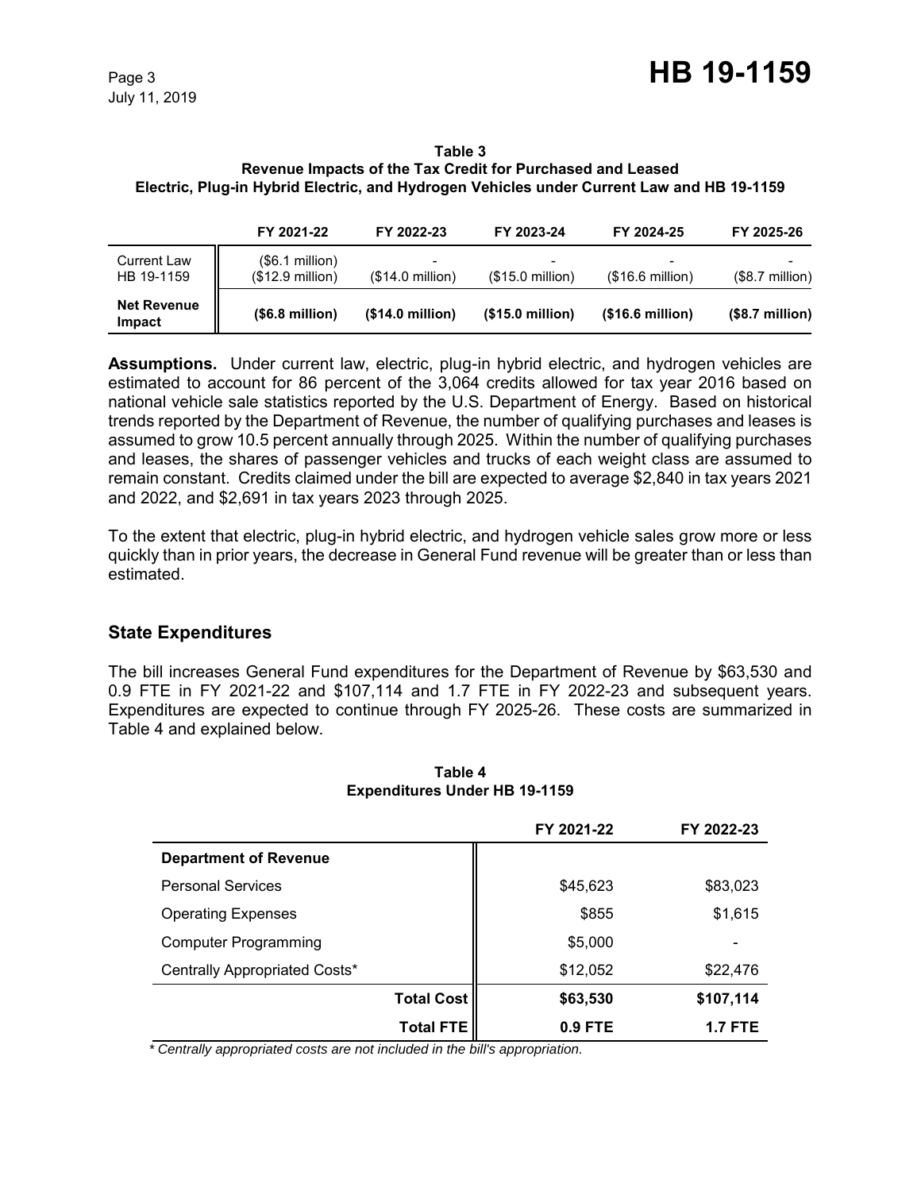**Table 3**
**Revenue Impacts of the Tax Credit for Purchased and Leased Electric, Plug-in Hybrid Electric, and Hydrogen Vehicles under Current Law and HB 19-1159**

| | FY 2021-22 | FY 2022-23 | FY 2023-24 | FY 2024-25 | FY 2025-26 |
|---|---|---|---|---|---|
| Current Law | ($6.1 million) | - | - | - | - |
| HB 19-1159 | ($12.9 million) | ($14.0 million) | ($15.0 million) | ($16.6 million) | ($8.7 million) |
| **Net Revenue Impact** | **($6.8 million)** | **($14.0 million)** | **($15.0 million)** | **($16.6 million)** | **($8.7 million)** |

**Assumptions.** Under current law, electric, plug-in hybrid electric, and hydrogen vehicles are estimated to account for 86 percent of the 3,064 credits allowed for tax year 2016 based on national vehicle sale statistics reported by the U.S. Department of Energy. Based on historical trends reported by the Department of Revenue, the number of qualifying purchases and leases is assumed to grow 10.5 percent annually through 2025. Within the number of qualifying purchases and leases, the shares of passenger vehicles and trucks of each weight class are assumed to remain constant. Credits claimed under the bill are expected to average $2,840 in tax years 2021 and 2022, and $2,691 in tax years 2023 through 2025.

To the extent that electric, plug-in hybrid electric, and hydrogen vehicle sales grow more or less quickly than in prior years, the decrease in General Fund revenue will be greater than or less than estimated.

## State Expenditures

The bill increases General Fund expenditures for the Department of Revenue by $63,530 and 0.9 FTE in FY 2021-22 and $107,114 and 1.7 FTE in FY 2022-23 and subsequent years. Expenditures are expected to continue through FY 2025-26. These costs are summarized in Table 4 and explained below.

**Table 4**
**Expenditures Under HB 19-1159**

| | FY 2021-22 | FY 2022-23 |
|---|---|---|
| **Department of Revenue** | | |
| Personal Services | $45,623 | $83,023 |
| Operating Expenses | $855 | $1,615 |
| Computer Programming | $5,000 | - |
| Centrally Appropriated Costs* | $12,052 | $22,476 |
| **Total Cost** | **$63,530** | **$107,114** |
| **Total FTE** | **0.9 FTE** | **1.7 FTE** |

*\* Centrally appropriated costs are not included in the bill's appropriation.*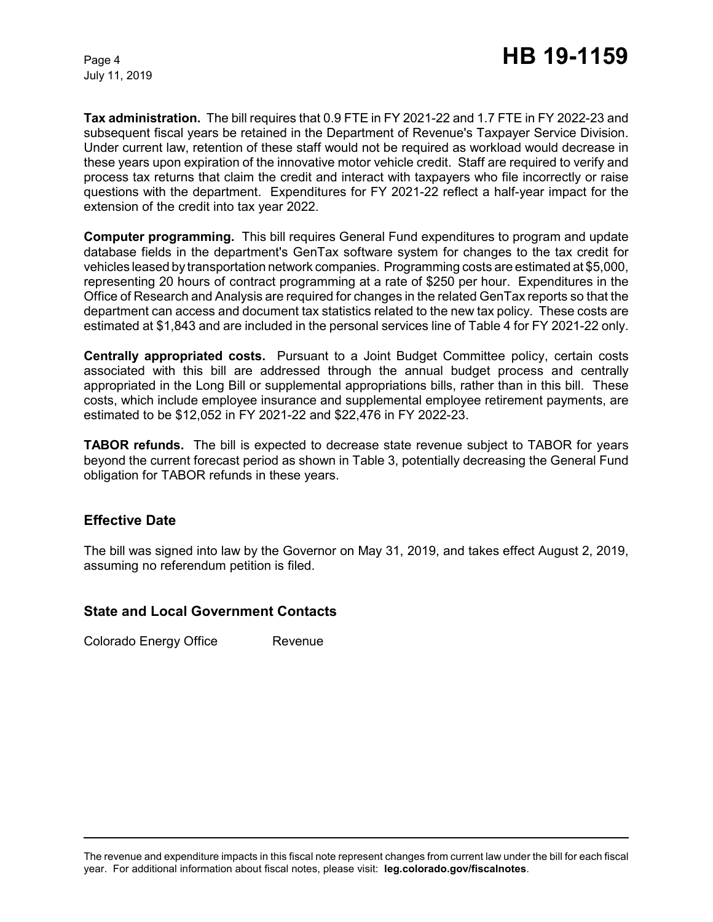**Tax administration.** The bill requires that 0.9 FTE in FY 2021-22 and 1.7 FTE in FY 2022-23 and subsequent fiscal years be retained in the Department of Revenue's Taxpayer Service Division. Under current law, retention of these staff would not be required as workload would decrease in these years upon expiration of the innovative motor vehicle credit. Staff are required to verify and process tax returns that claim the credit and interact with taxpayers who file incorrectly or raise questions with the department. Expenditures for FY 2021-22 reflect a half-year impact for the extension of the credit into tax year 2022.

**Computer programming.** This bill requires General Fund expenditures to program and update database fields in the department's GenTax software system for changes to the tax credit for vehicles leased by transportation network companies. Programming costs are estimated at $5,000, representing 20 hours of contract programming at a rate of $250 per hour. Expenditures in the Office of Research and Analysis are required for changes in the related GenTax reports so that the department can access and document tax statistics related to the new tax policy. These costs are estimated at $1,843 and are included in the personal services line of Table 4 for FY 2021-22 only.

**Centrally appropriated costs.** Pursuant to a Joint Budget Committee policy, certain costs associated with this bill are addressed through the annual budget process and centrally appropriated in the Long Bill or supplemental appropriations bills, rather than in this bill. These costs, which include employee insurance and supplemental employee retirement payments, are estimated to be $12,052 in FY 2021-22 and $22,476 in FY 2022-23.

**TABOR refunds.** The bill is expected to decrease state revenue subject to TABOR for years beyond the current forecast period as shown in Table 3, potentially decreasing the General Fund obligation for TABOR refunds in these years.

## Effective Date

The bill was signed into law by the Governor on May 31, 2019, and takes effect August 2, 2019, assuming no referendum petition is filed.

## State and Local Government Contacts

Colorado Energy Office        Revenue

The revenue and expenditure impacts in this fiscal note represent changes from current law under the bill for each fiscal year. For additional information about fiscal notes, please visit: **leg.colorado.gov/fiscalnotes**.